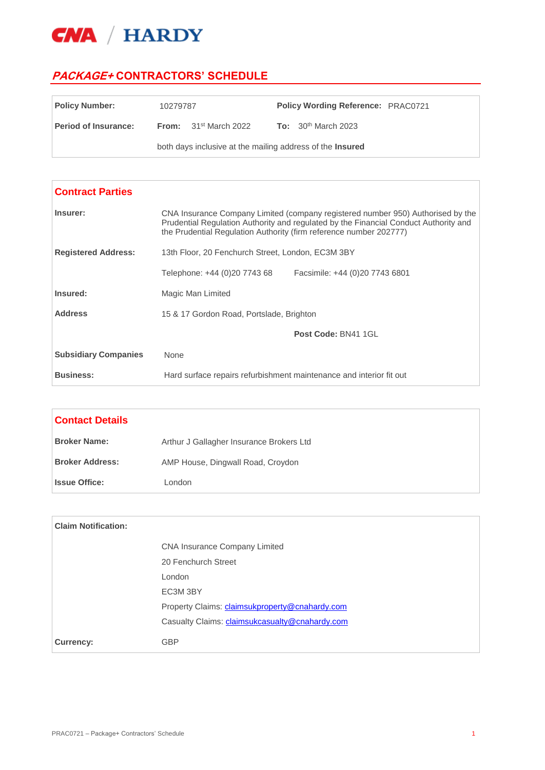CNA / HARDY

# *PACKAGE+* CONTRACTORS' SCHEDULE

| **Policy Number:** | 10279787 | **Policy Wording Reference:** | PRAC0721 |
|---|---|---|---|
| **Period of Insurance:** | **From:** 31st March 2022 | **To:** 30th March 2023 | |
| | both days inclusive at the mailing address of the **Insured** | | |

## Contract Parties

| | |
|---|---|
| **Insurer:** | CNA Insurance Company Limited (company registered number 950) Authorised by the Prudential Regulation Authority and regulated by the Financial Conduct Authority and the Prudential Regulation Authority (firm reference number 202777) |
| **Registered Address:** | 13th Floor, 20 Fenchurch Street, London, EC3M 3BY |
| | Telephone: +44 (0)20 7743 68 Facsimile: +44 (0)20 7743 6801 |
| **Insured:** | Magic Man Limited |
| **Address** | 15 & 17 Gordon Road, Portslade, Brighton |
| | **Post Code:** BN41 1GL |
| **Subsidiary Companies** | None |
| **Business:** | Hard surface repairs refurbishment maintenance and interior fit out |

## Contact Details

| | |
|---|---|
| **Broker Name:** | Arthur J Gallagher Insurance Brokers Ltd |
| **Broker Address:** | AMP House, Dingwall Road, Croydon |
| **Issue Office:** | London |

| | |
|---|---|
| **Claim Notification:** | |
| | CNA Insurance Company Limited<br>20 Fenchurch Street<br>London<br>EC3M 3BY<br>Property Claims: claimsukproperty@cnahardy.com<br>Casualty Claims: claimsukcasualty@cnahardy.com |
| **Currency:** | GBP |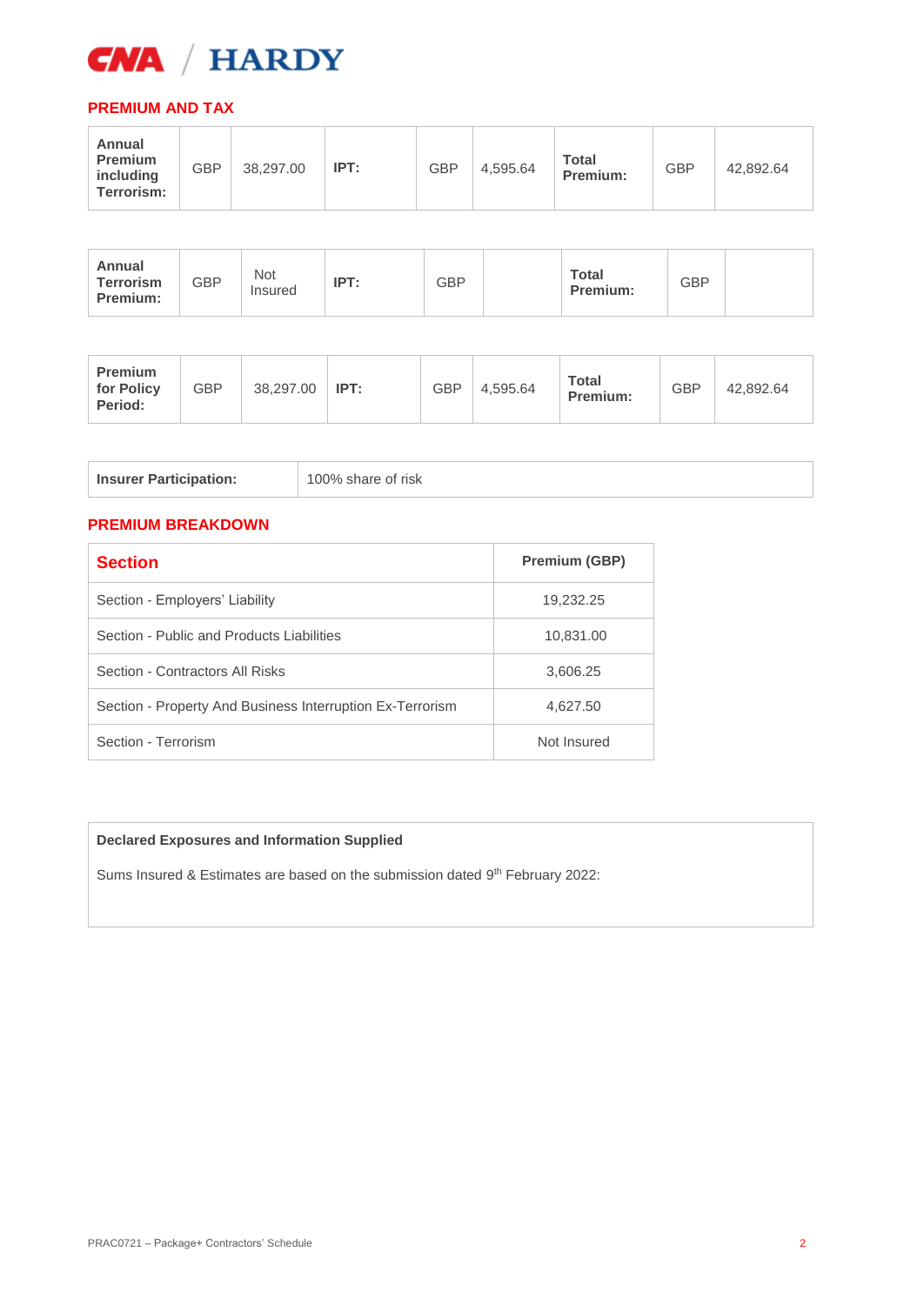## PREMIUM AND TAX

| **Annual Premium including Terrorism:** | GBP | 38,297.00 | **IPT:** | GBP | 4,595.64 | **Total Premium:** | GBP | 42,892.64 |
|---|---|---|---|---|---|---|---|---|

| **Annual Terrorism Premium:** | GBP | Not Insured | **IPT:** | GBP | | **Total Premium:** | GBP | |
|---|---|---|---|---|---|---|---|---|

| **Premium for Policy Period:** | GBP | 38,297.00 | **IPT:** | GBP | 4,595.64 | **Total Premium:** | GBP | 42,892.64 |
|---|---|---|---|---|---|---|---|---|

| **Insurer Participation:** | 100% share of risk |
|---|---|

## PREMIUM BREAKDOWN

| Section | Premium (GBP) |
|---|---|
| Section - Employers' Liability | 19,232.25 |
| Section - Public and Products Liabilities | 10,831.00 |
| Section - Contractors All Risks | 3,606.25 |
| Section - Property And Business Interruption Ex-Terrorism | 4,627.50 |
| Section - Terrorism | Not Insured |

**Declared Exposures and Information Supplied**

Sums Insured & Estimates are based on the submission dated 9th February 2022: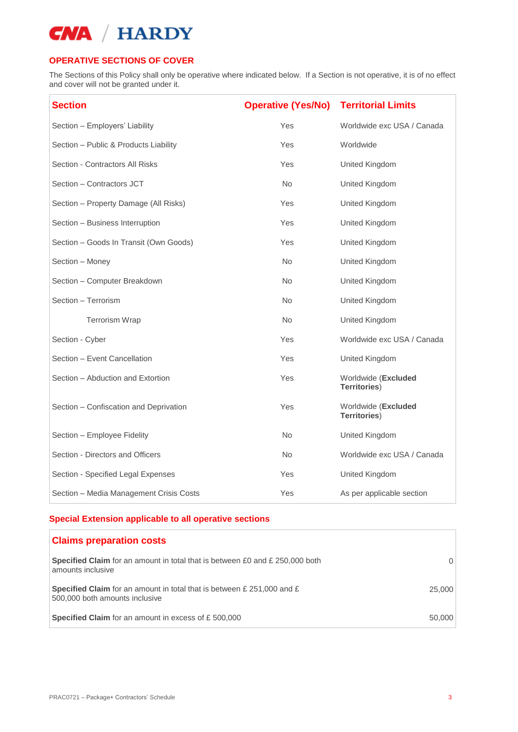## OPERATIVE SECTIONS OF COVER

The Sections of this Policy shall only be operative where indicated below. If a Section is not operative, it is of no effect and cover will not be granted under it.

| Section | Operative (Yes/No) | Territorial Limits |
|---|---|---|
| Section – Employers' Liability | Yes | Worldwide exc USA / Canada |
| Section – Public & Products Liability | Yes | Worldwide |
| Section - Contractors All Risks | Yes | United Kingdom |
| Section – Contractors JCT | No | United Kingdom |
| Section – Property Damage (All Risks) | Yes | United Kingdom |
| Section – Business Interruption | Yes | United Kingdom |
| Section – Goods In Transit (Own Goods) | Yes | United Kingdom |
| Section – Money | No | United Kingdom |
| Section – Computer Breakdown | No | United Kingdom |
| Section – Terrorism | No | United Kingdom |
| Terrorism Wrap | No | United Kingdom |
| Section - Cyber | Yes | Worldwide exc USA / Canada |
| Section – Event Cancellation | Yes | United Kingdom |
| Section – Abduction and Extortion | Yes | Worldwide (**Excluded Territories**) |
| Section – Confiscation and Deprivation | Yes | Worldwide (**Excluded Territories**) |
| Section – Employee Fidelity | No | United Kingdom |
| Section - Directors and Officers | No | Worldwide exc USA / Canada |
| Section - Specified Legal Expenses | Yes | United Kingdom |
| Section – Media Management Crisis Costs | Yes | As per applicable section |

### Special Extension applicable to all operative sections

| Claims preparation costs | |
|---|---|
| **Specified Claim** for an amount in total that is between £0 and £ 250,000 both amounts inclusive | 0 |
| **Specified Claim** for an amount in total that is between £ 251,000 and £ 500,000 both amounts inclusive | 25,000 |
| **Specified Claim** for an amount in excess of £ 500,000 | 50,000 |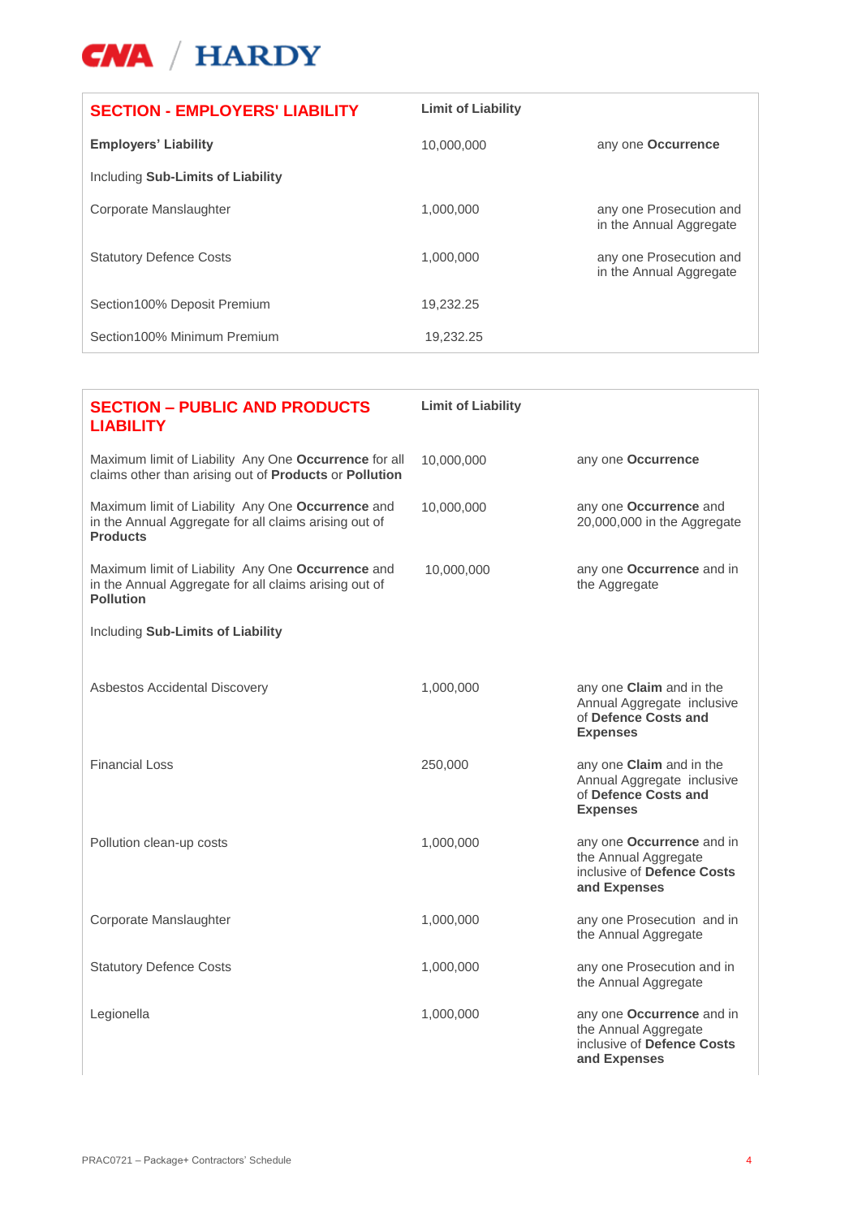| SECTION - EMPLOYERS' LIABILITY | Limit of Liability | |
|---|---|---|
| **Employers' Liability** | 10,000,000 | any one **Occurrence** |
| Including **Sub-Limits of Liability** | | |
| Corporate Manslaughter | 1,000,000 | any one Prosecution and in the Annual Aggregate |
| Statutory Defence Costs | 1,000,000 | any one Prosecution and in the Annual Aggregate |
| Section100% Deposit Premium | 19,232.25 | |
| Section100% Minimum Premium | 19,232.25 | |

| SECTION – PUBLIC AND PRODUCTS LIABILITY | Limit of Liability | |
|---|---|---|
| Maximum limit of Liability Any One **Occurrence** for all claims other than arising out of **Products** or **Pollution** | 10,000,000 | any one **Occurrence** |
| Maximum limit of Liability Any One **Occurrence** and in the Annual Aggregate for all claims arising out of **Products** | 10,000,000 | any one **Occurrence** and 20,000,000 in the Aggregate |
| Maximum limit of Liability Any One **Occurrence** and in the Annual Aggregate for all claims arising out of **Pollution** | 10,000,000 | any one **Occurrence** and in the Aggregate |
| Including **Sub-Limits of Liability** | | |
| Asbestos Accidental Discovery | 1,000,000 | any one **Claim** and in the Annual Aggregate inclusive of **Defence Costs and Expenses** |
| Financial Loss | 250,000 | any one **Claim** and in the Annual Aggregate inclusive of **Defence Costs and Expenses** |
| Pollution clean-up costs | 1,000,000 | any one **Occurrence** and in the Annual Aggregate inclusive of **Defence Costs and Expenses** |
| Corporate Manslaughter | 1,000,000 | any one Prosecution and in the Annual Aggregate |
| Statutory Defence Costs | 1,000,000 | any one Prosecution and in the Annual Aggregate |
| Legionella | 1,000,000 | any one **Occurrence** and in the Annual Aggregate inclusive of **Defence Costs and Expenses** |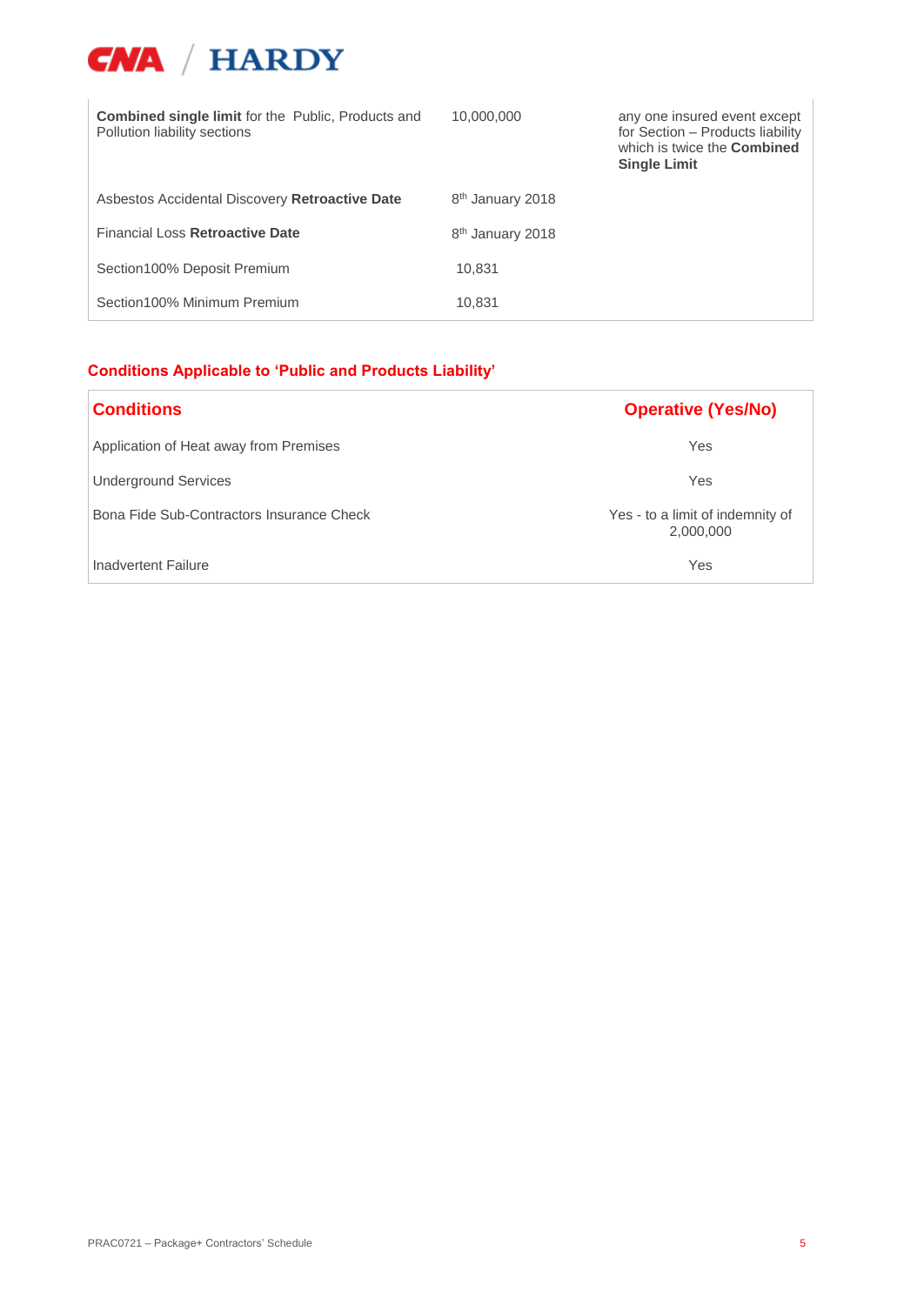| | | |
|---|---|---|
| **Combined single limit** for the Public, Products and Pollution liability sections | 10,000,000 | any one insured event except for Section – Products liability which is twice the **Combined Single Limit** |
| Asbestos Accidental Discovery **Retroactive Date** | 8th January 2018 | |
| Financial Loss **Retroactive Date** | 8th January 2018 | |
| Section100% Deposit Premium | 10,831 | |
| Section100% Minimum Premium | 10,831 | |

## Conditions Applicable to 'Public and Products Liability'

| Conditions | Operative (Yes/No) |
|---|---|
| Application of Heat away from Premises | Yes |
| Underground Services | Yes |
| Bona Fide Sub-Contractors Insurance Check | Yes - to a limit of indemnity of 2,000,000 |
| Inadvertent Failure | Yes |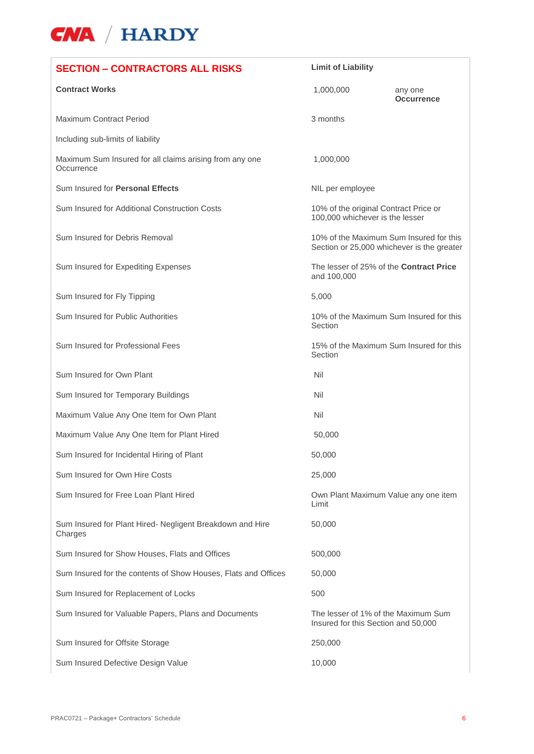| SECTION – CONTRACTORS ALL RISKS | Limit of Liability | |
|---|---|---|
| **Contract Works** | 1,000,000 | any one **Occurrence** |
| Maximum Contract Period | 3 months | |
| Including sub-limits of liability | | |
| Maximum Sum Insured for all claims arising from any one Occurrence | 1,000,000 | |
| Sum Insured for **Personal Effects** | NIL per employee | |
| Sum Insured for Additional Construction Costs | 10% of the original Contract Price or 100,000 whichever is the lesser | |
| Sum Insured for Debris Removal | 10% of the Maximum Sum Insured for this Section or 25,000 whichever is the greater | |
| Sum Insured for Expediting Expenses | The lesser of 25% of the **Contract Price** and 100,000 | |
| Sum Insured for Fly Tipping | 5,000 | |
| Sum Insured for Public Authorities | 10% of the Maximum Sum Insured for this Section | |
| Sum Insured for Professional Fees | 15% of the Maximum Sum Insured for this Section | |
| Sum Insured for Own Plant | Nil | |
| Sum Insured for Temporary Buildings | Nil | |
| Maximum Value Any One Item for Own Plant | Nil | |
| Maximum Value Any One Item for Plant Hired | 50,000 | |
| Sum Insured for Incidental Hiring of Plant | 50,000 | |
| Sum Insured for Own Hire Costs | 25,000 | |
| Sum Insured for Free Loan Plant Hired | Own Plant Maximum Value any one item Limit | |
| Sum Insured for Plant Hired- Negligent Breakdown and Hire Charges | 50,000 | |
| Sum Insured for Show Houses, Flats and Offices | 500,000 | |
| Sum Insured for the contents of Show Houses, Flats and Offices | 50,000 | |
| Sum Insured for Replacement of Locks | 500 | |
| Sum Insured for Valuable Papers, Plans and Documents | The lesser of 1% of the Maximum Sum Insured for this Section and 50,000 | |
| Sum Insured for Offsite Storage | 250,000 | |
| Sum Insured Defective Design Value | 10,000 | |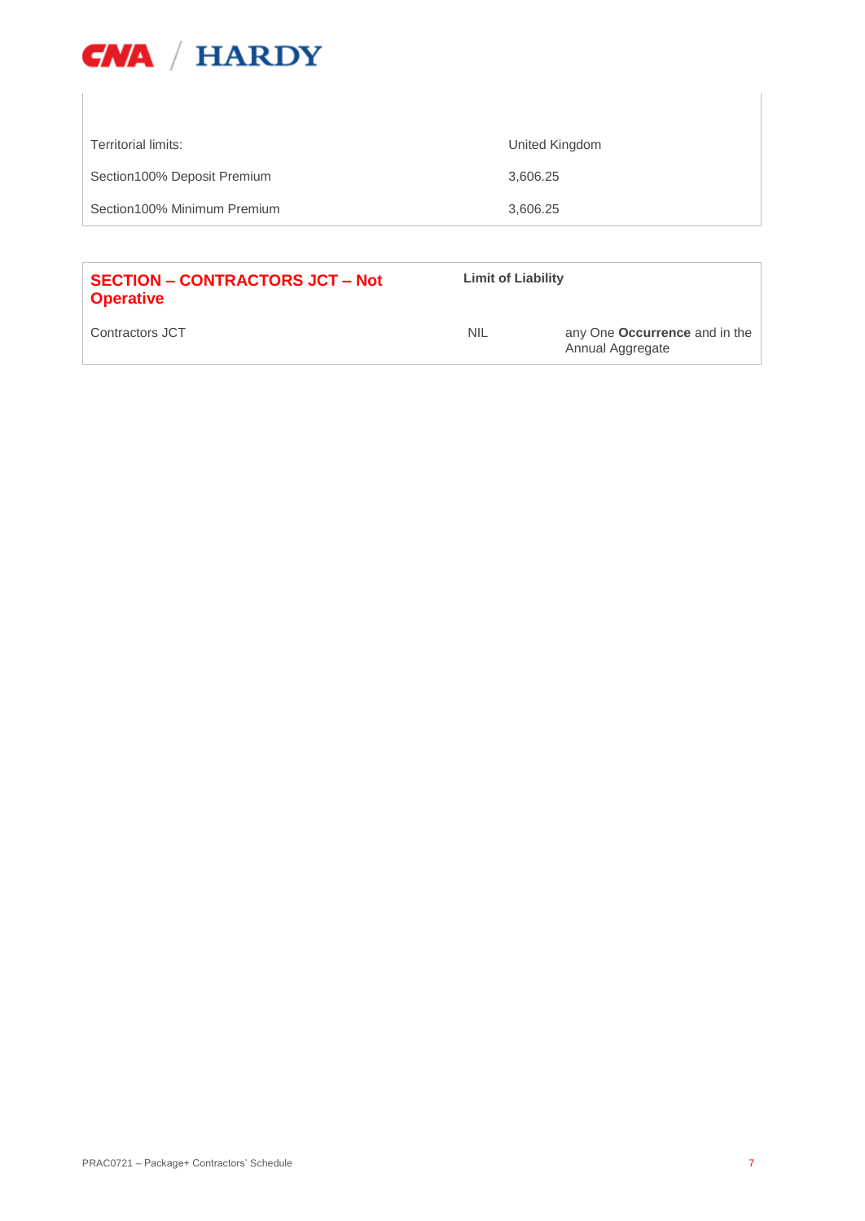| | |
|---|---|
| Territorial limits: | United Kingdom |
| Section100% Deposit Premium | 3,606.25 |
| Section100% Minimum Premium | 3,606.25 |

| **SECTION – CONTRACTORS JCT – Not Operative** | **Limit of Liability** | |
|---|---|---|
| Contractors JCT | NIL | any One **Occurrence** and in the Annual Aggregate |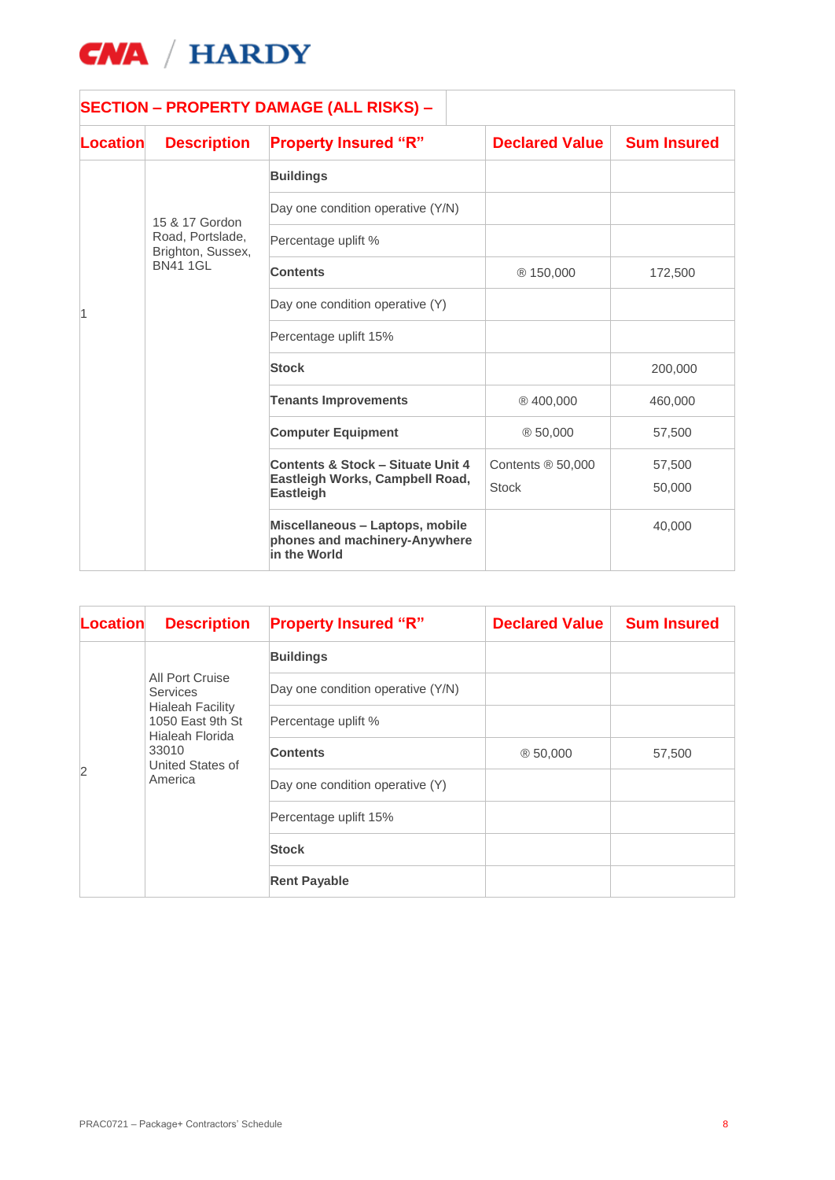## SECTION – PROPERTY DAMAGE (ALL RISKS) –

| Location | Description | Property Insured "R" | Declared Value | Sum Insured |
|---|---|---|---|---|
| 1 | 15 & 17 Gordon Road, Portslade, Brighton, Sussex, BN41 1GL | **Buildings** | | |
| | | Day one condition operative (Y/N) | | |
| | | Percentage uplift % | | |
| | | **Contents** | ® 150,000 | 172,500 |
| | | Day one condition operative (Y) | | |
| | | Percentage uplift 15% | | |
| | | **Stock** | | 200,000 |
| | | **Tenants Improvements** | ® 400,000 | 460,000 |
| | | **Computer Equipment** | ® 50,000 | 57,500 |
| | | **Contents & Stock – Situate Unit 4 Eastleigh Works, Campbell Road, Eastleigh** | Contents ® 50,000<br>Stock | 57,500<br>50,000 |
| | | **Miscellaneous – Laptops, mobile phones and machinery-Anywhere in the World** | | 40,000 |

| Location | Description | Property Insured "R" | Declared Value | Sum Insured |
|---|---|---|---|---|
| 2 | All Port Cruise Services Hialeah Facility 1050 East 9th St Hialeah Florida 33010 United States of America | **Buildings** | | |
| | | Day one condition operative (Y/N) | | |
| | | Percentage uplift % | | |
| | | **Contents** | ® 50,000 | 57,500 |
| | | Day one condition operative (Y) | | |
| | | Percentage uplift 15% | | |
| | | **Stock** | | |
| | | **Rent Payable** | | |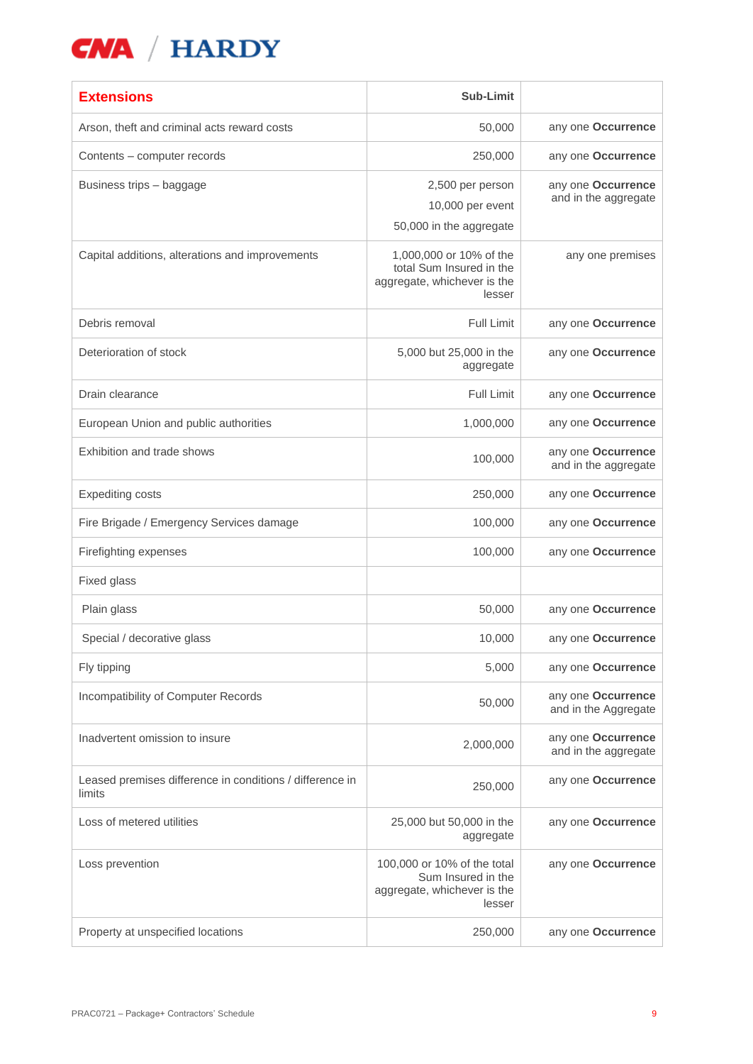| **Extensions** | **Sub-Limit** | |
|---|---|---|
| Arson, theft and criminal acts reward costs | 50,000 | any one **Occurrence** |
| Contents – computer records | 250,000 | any one **Occurrence** |
| Business trips – baggage | 2,500 per person<br>10,000 per event<br>50,000 in the aggregate | any one **Occurrence** and in the aggregate |
| Capital additions, alterations and improvements | 1,000,000 or 10% of the total Sum Insured in the aggregate, whichever is the lesser | any one premises |
| Debris removal | Full Limit | any one **Occurrence** |
| Deterioration of stock | 5,000 but 25,000 in the aggregate | any one **Occurrence** |
| Drain clearance | Full Limit | any one **Occurrence** |
| European Union and public authorities | 1,000,000 | any one **Occurrence** |
| Exhibition and trade shows | 100,000 | any one **Occurrence** and in the aggregate |
| Expediting costs | 250,000 | any one **Occurrence** |
| Fire Brigade / Emergency Services damage | 100,000 | any one **Occurrence** |
| Firefighting expenses | 100,000 | any one **Occurrence** |
| Fixed glass | | |
| Plain glass | 50,000 | any one **Occurrence** |
| Special / decorative glass | 10,000 | any one **Occurrence** |
| Fly tipping | 5,000 | any one **Occurrence** |
| Incompatibility of Computer Records | 50,000 | any one **Occurrence** and in the Aggregate |
| Inadvertent omission to insure | 2,000,000 | any one **Occurrence** and in the aggregate |
| Leased premises difference in conditions / difference in limits | 250,000 | any one **Occurrence** |
| Loss of metered utilities | 25,000 but 50,000 in the aggregate | any one **Occurrence** |
| Loss prevention | 100,000 or 10% of the total Sum Insured in the aggregate, whichever is the lesser | any one **Occurrence** |
| Property at unspecified locations | 250,000 | any one **Occurrence** |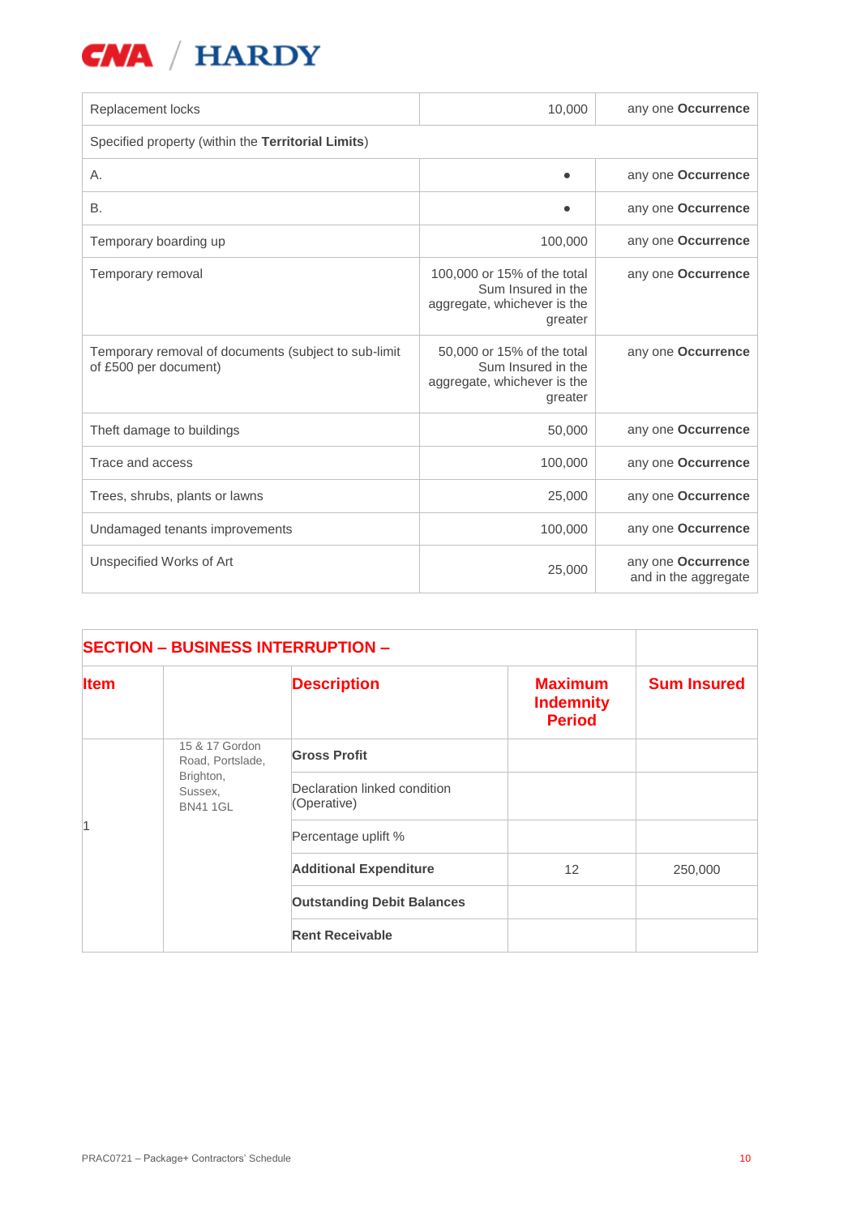| | | |
|---|---|---|
| Replacement locks | 10,000 | any one **Occurrence** |
| Specified property (within the **Territorial Limits**) | | |
| A. | • | any one **Occurrence** |
| B. | • | any one **Occurrence** |
| Temporary boarding up | 100,000 | any one **Occurrence** |
| Temporary removal | 100,000 or 15% of the total Sum Insured in the aggregate, whichever is the greater | any one **Occurrence** |
| Temporary removal of documents (subject to sub-limit of £500 per document) | 50,000 or 15% of the total Sum Insured in the aggregate, whichever is the greater | any one **Occurrence** |
| Theft damage to buildings | 50,000 | any one **Occurrence** |
| Trace and access | 100,000 | any one **Occurrence** |
| Trees, shrubs, plants or lawns | 25,000 | any one **Occurrence** |
| Undamaged tenants improvements | 100,000 | any one **Occurrence** |
| Unspecified Works of Art | 25,000 | any one **Occurrence** and in the aggregate |

## SECTION – BUSINESS INTERRUPTION –

| Item | | Description | Maximum Indemnity Period | Sum Insured |
|---|---|---|---|---|
| 1 | 15 & 17 Gordon Road, Portslade, Brighton, Sussex, BN41 1GL | **Gross Profit** | | |
| | | Declaration linked condition (Operative) | | |
| | | Percentage uplift % | | |
| | | **Additional Expenditure** | 12 | 250,000 |
| | | **Outstanding Debit Balances** | | |
| | | **Rent Receivable** | | |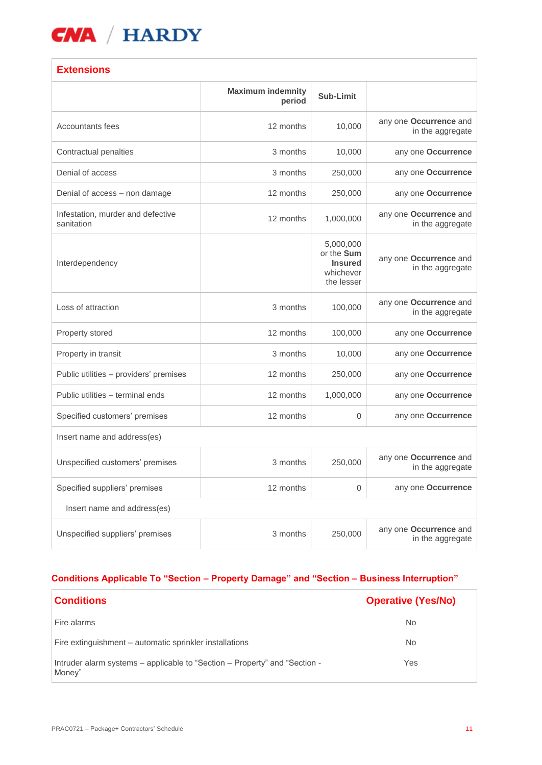## Extensions

| | Maximum indemnity period | Sub-Limit | |
|---|---|---|---|
| Accountants fees | 12 months | 10,000 | any one **Occurrence** and in the aggregate |
| Contractual penalties | 3 months | 10,000 | any one **Occurrence** |
| Denial of access | 3 months | 250,000 | any one **Occurrence** |
| Denial of access – non damage | 12 months | 250,000 | any one **Occurrence** |
| Infestation, murder and defective sanitation | 12 months | 1,000,000 | any one **Occurrence** and in the aggregate |
| Interdependency | | 5,000,000 or the **Sum Insured** whichever the lesser | any one **Occurrence** and in the aggregate |
| Loss of attraction | 3 months | 100,000 | any one **Occurrence** and in the aggregate |
| Property stored | 12 months | 100,000 | any one **Occurrence** |
| Property in transit | 3 months | 10,000 | any one **Occurrence** |
| Public utilities – providers' premises | 12 months | 250,000 | any one **Occurrence** |
| Public utilities – terminal ends | 12 months | 1,000,000 | any one **Occurrence** |
| Specified customers' premises | 12 months | 0 | any one **Occurrence** |
| Insert name and address(es) | | | |
| Unspecified customers' premises | 3 months | 250,000 | any one **Occurrence** and in the aggregate |
| Specified suppliers' premises | 12 months | 0 | any one **Occurrence** |
| Insert name and address(es) | | | |
| Unspecified suppliers' premises | 3 months | 250,000 | any one **Occurrence** and in the aggregate |

## Conditions Applicable To "Section – Property Damage" and "Section – Business Interruption"

| Conditions | Operative (Yes/No) |
|---|---|
| Fire alarms | No |
| Fire extinguishment – automatic sprinkler installations | No |
| Intruder alarm systems – applicable to "Section – Property" and "Section - Money" | Yes |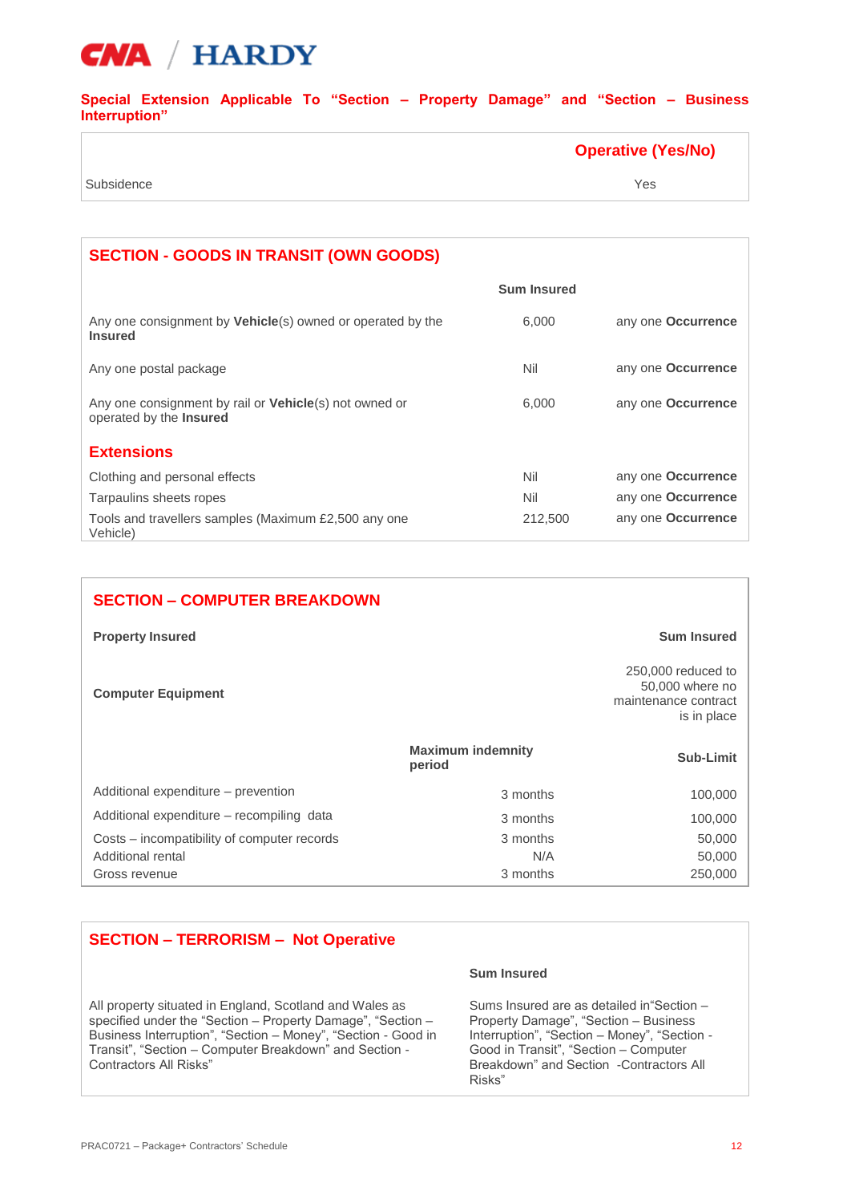## Special Extension Applicable To "Section – Property Damage" and "Section – Business Interruption"

| | Operative (Yes/No) |
|---|---|
| Subsidence | Yes |

## SECTION - GOODS IN TRANSIT (OWN GOODS)

| | Sum Insured | |
|---|---|---|
| Any one consignment by **Vehicle**(s) owned or operated by the **Insured** | 6,000 | any one **Occurrence** |
| Any one postal package | Nil | any one **Occurrence** |
| Any one consignment by rail or **Vehicle**(s) not owned or operated by the **Insured** | 6,000 | any one **Occurrence** |
| **Extensions** | | |
| Clothing and personal effects | Nil | any one **Occurrence** |
| Tarpaulins sheets ropes | Nil | any one **Occurrence** |
| Tools and travellers samples (Maximum £2,500 any one Vehicle) | 212,500 | any one **Occurrence** |

## SECTION – COMPUTER BREAKDOWN

| Property Insured | | Sum Insured |
|---|---|---|
| **Computer Equipment** | | 250,000 reduced to 50,000 where no maintenance contract is in place |
| | **Maximum indemnity period** | **Sub-Limit** |
| Additional expenditure – prevention | 3 months | 100,000 |
| Additional expenditure – recompiling data | 3 months | 100,000 |
| Costs – incompatibility of computer records | 3 months | 50,000 |
| Additional rental | N/A | 50,000 |
| Gross revenue | 3 months | 250,000 |

## SECTION – TERRORISM – Not Operative

| | Sum Insured |
|---|---|
| All property situated in England, Scotland and Wales as specified under the "Section – Property Damage", "Section – Business Interruption", "Section – Money", "Section - Good in Transit", "Section – Computer Breakdown" and Section - Contractors All Risks" | Sums Insured are as detailed in"Section – Property Damage", "Section – Business Interruption", "Section – Money", "Section - Good in Transit", "Section – Computer Breakdown" and Section -Contractors All Risks" |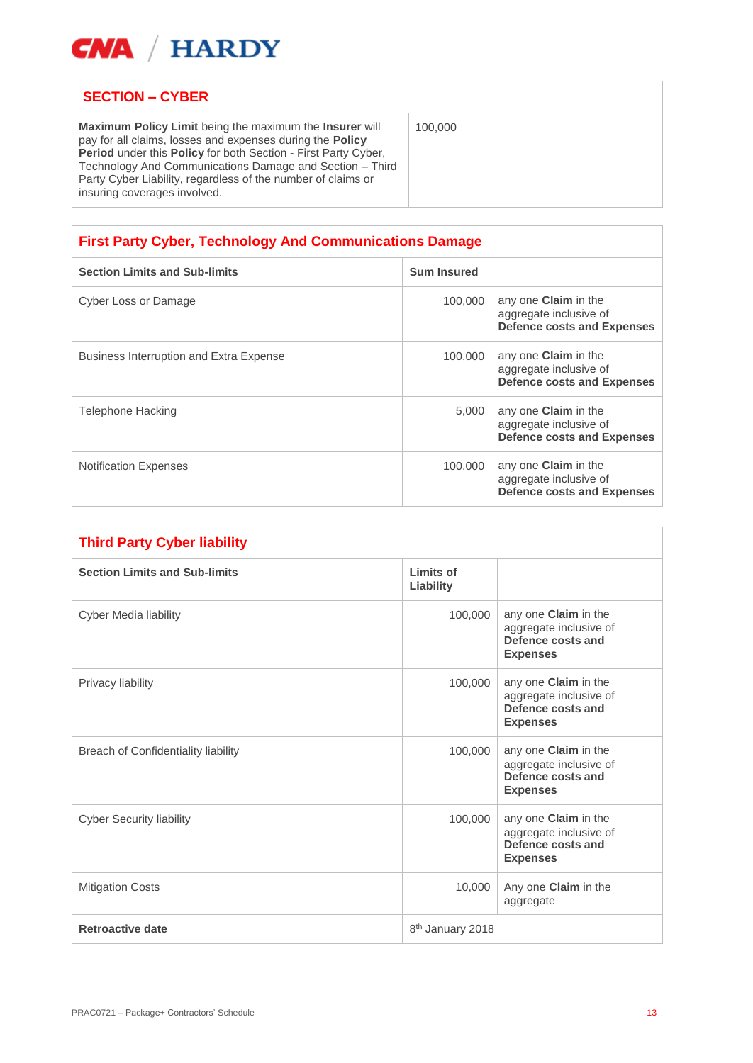CNA / HARDY

| SECTION – CYBER | |
|---|---|
| **Maximum Policy Limit** being the maximum the **Insurer** will pay for all claims, losses and expenses during the **Policy Period** under this **Policy** for both Section - First Party Cyber, Technology And Communications Damage and Section – Third Party Cyber Liability, regardless of the number of claims or insuring coverages involved. | 100,000 |

| First Party Cyber, Technology And Communications Damage | | |
|---|---|---|
| **Section Limits and Sub-limits** | **Sum Insured** | |
| Cyber Loss or Damage | 100,000 | any one **Claim** in the aggregate inclusive of **Defence costs and Expenses** |
| Business Interruption and Extra Expense | 100,000 | any one **Claim** in the aggregate inclusive of **Defence costs and Expenses** |
| Telephone Hacking | 5,000 | any one **Claim** in the aggregate inclusive of **Defence costs and Expenses** |
| Notification Expenses | 100,000 | any one **Claim** in the aggregate inclusive of **Defence costs and Expenses** |

| Third Party Cyber liability | | |
|---|---|---|
| **Section Limits and Sub-limits** | **Limits of Liability** | |
| Cyber Media liability | 100,000 | any one **Claim** in the aggregate inclusive of **Defence costs and Expenses** |
| Privacy liability | 100,000 | any one **Claim** in the aggregate inclusive of **Defence costs and Expenses** |
| Breach of Confidentiality liability | 100,000 | any one **Claim** in the aggregate inclusive of **Defence costs and Expenses** |
| Cyber Security liability | 100,000 | any one **Claim** in the aggregate inclusive of **Defence costs and Expenses** |
| Mitigation Costs | 10,000 | Any one **Claim** in the aggregate |
| **Retroactive date** | 8th January 2018 | |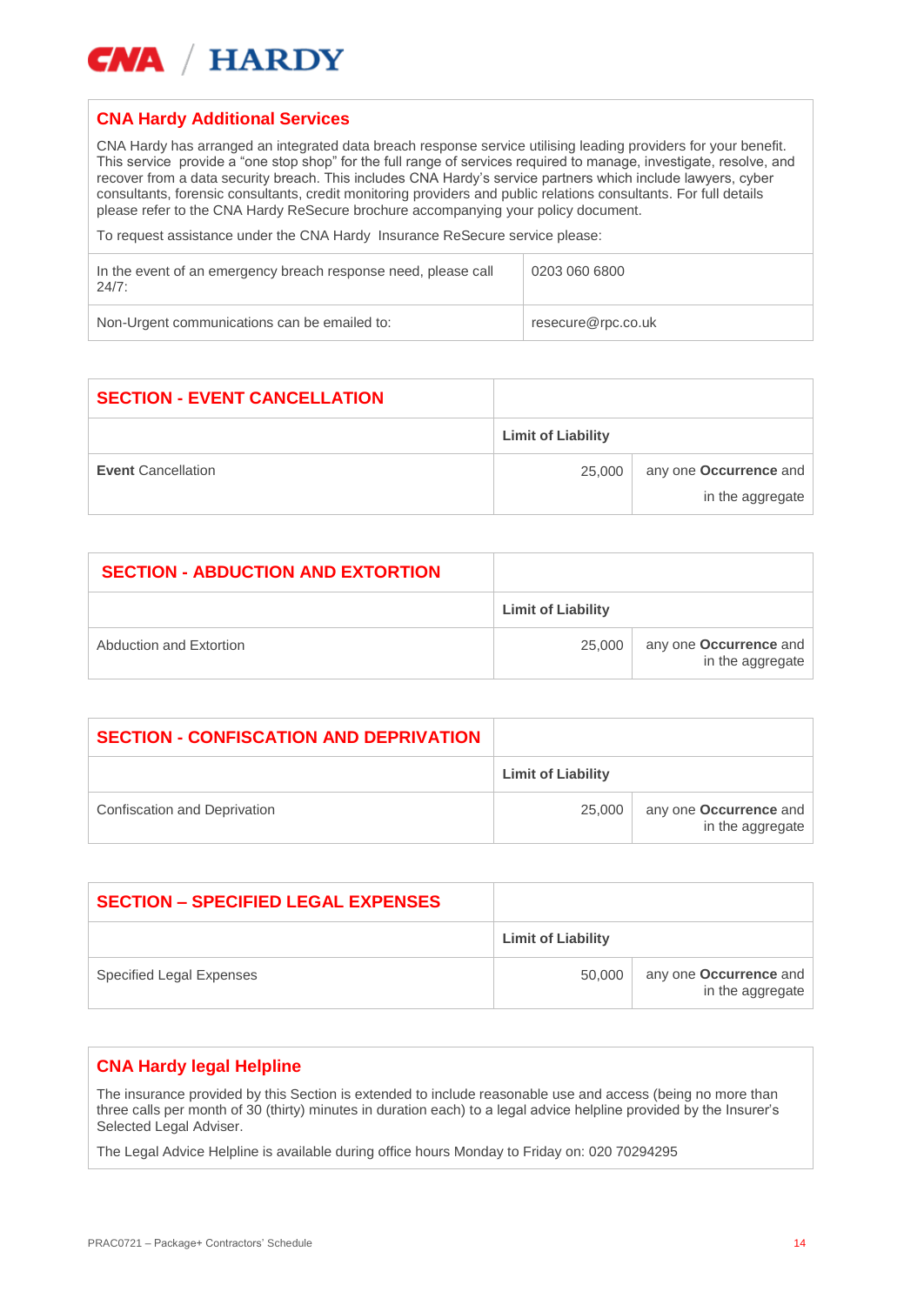## CNA Hardy Additional Services

CNA Hardy has arranged an integrated data breach response service utilising leading providers for your benefit. This service provide a "one stop shop" for the full range of services required to manage, investigate, resolve, and recover from a data security breach. This includes CNA Hardy's service partners which include lawyers, cyber consultants, forensic consultants, credit monitoring providers and public relations consultants. For full details please refer to the CNA Hardy ReSecure brochure accompanying your policy document.

To request assistance under the CNA Hardy Insurance ReSecure service please:

| | |
|---|---|
| In the event of an emergency breach response need, please call 24/7: | 0203 060 6800 |
| Non-Urgent communications can be emailed to: | resecure@rpc.co.uk |

## SECTION - EVENT CANCELLATION

| | Limit of Liability | |
|---|---|---|
| **Event** Cancellation | 25,000 | any one **Occurrence** and in the aggregate |

## SECTION - ABDUCTION AND EXTORTION

| | Limit of Liability | |
|---|---|---|
| Abduction and Extortion | 25,000 | any one **Occurrence** and in the aggregate |

## SECTION - CONFISCATION AND DEPRIVATION

| | Limit of Liability | |
|---|---|---|
| Confiscation and Deprivation | 25,000 | any one **Occurrence** and in the aggregate |

## SECTION – SPECIFIED LEGAL EXPENSES

| | Limit of Liability | |
|---|---|---|
| Specified Legal Expenses | 50,000 | any one **Occurrence** and in the aggregate |

## CNA Hardy legal Helpline

The insurance provided by this Section is extended to include reasonable use and access (being no more than three calls per month of 30 (thirty) minutes in duration each) to a legal advice helpline provided by the Insurer's Selected Legal Adviser.

The Legal Advice Helpline is available during office hours Monday to Friday on: 020 70294295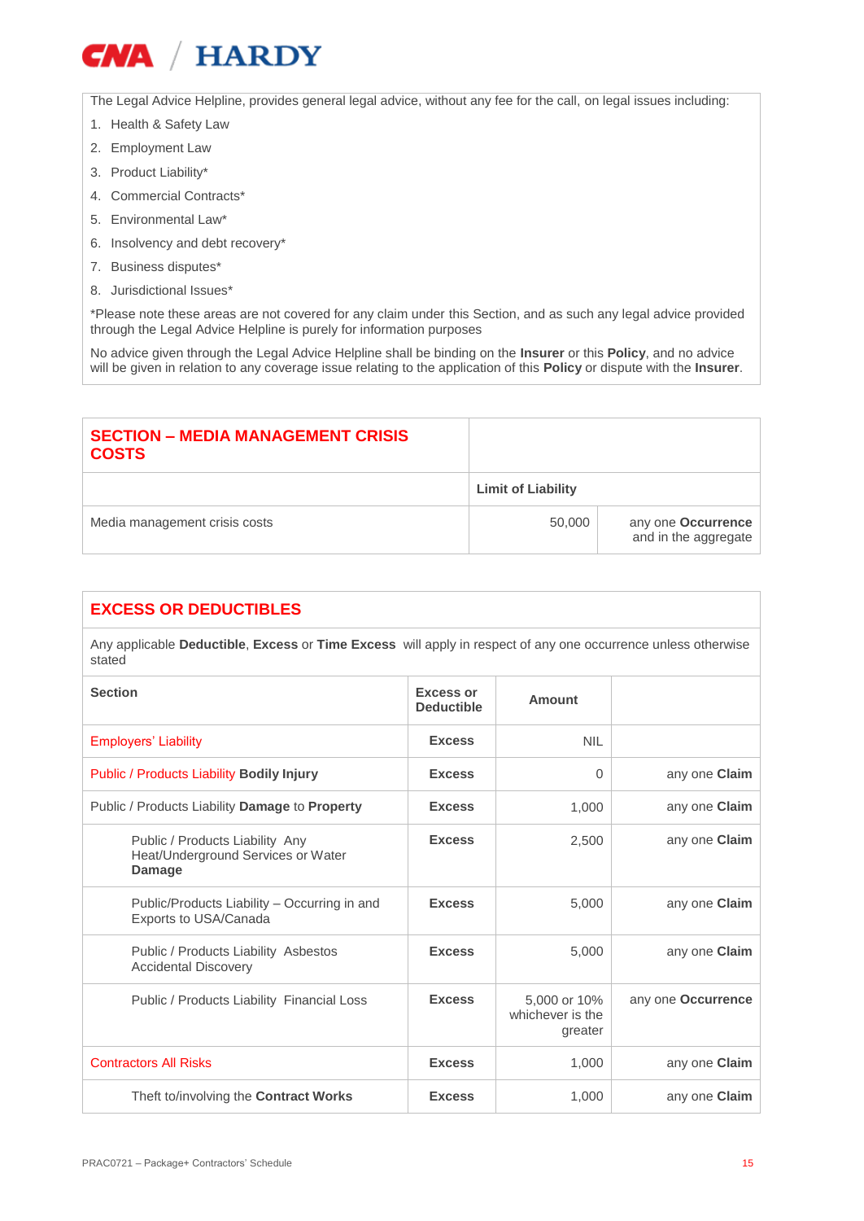The Legal Advice Helpline, provides general legal advice, without any fee for the call, on legal issues including:

1. Health & Safety Law
2. Employment Law
3. Product Liability*
4. Commercial Contracts*
5. Environmental Law*
6. Insolvency and debt recovery*
7. Business disputes*
8. Jurisdictional Issues*

*Please note these areas are not covered for any claim under this Section, and as such any legal advice provided through the Legal Advice Helpline is purely for information purposes

No advice given through the Legal Advice Helpline shall be binding on the **Insurer** or this **Policy**, and no advice will be given in relation to any coverage issue relating to the application of this **Policy** or dispute with the **Insurer**.

## SECTION – MEDIA MANAGEMENT CRISIS COSTS

| | Limit of Liability | |
|---|---|---|
| Media management crisis costs | 50,000 | any one **Occurrence** and in the aggregate |

## EXCESS OR DEDUCTIBLES

Any applicable **Deductible**, **Excess** or **Time Excess** will apply in respect of any one occurrence unless otherwise stated

| Section | Excess or Deductible | Amount | |
|---|---|---|---|
| Employers' Liability | **Excess** | NIL | |
| Public / Products Liability **Bodily Injury** | **Excess** | 0 | any one **Claim** |
| Public / Products Liability **Damage** to **Property** | **Excess** | 1,000 | any one **Claim** |
| Public / Products Liability Any Heat/Underground Services or Water **Damage** | **Excess** | 2,500 | any one **Claim** |
| Public/Products Liability – Occurring in and Exports to USA/Canada | **Excess** | 5,000 | any one **Claim** |
| Public / Products Liability Asbestos Accidental Discovery | **Excess** | 5,000 | any one **Claim** |
| Public / Products Liability Financial Loss | **Excess** | 5,000 or 10% whichever is the greater | any one **Occurrence** |
| Contractors All Risks | **Excess** | 1,000 | any one **Claim** |
| Theft to/involving the **Contract Works** | **Excess** | 1,000 | any one **Claim** |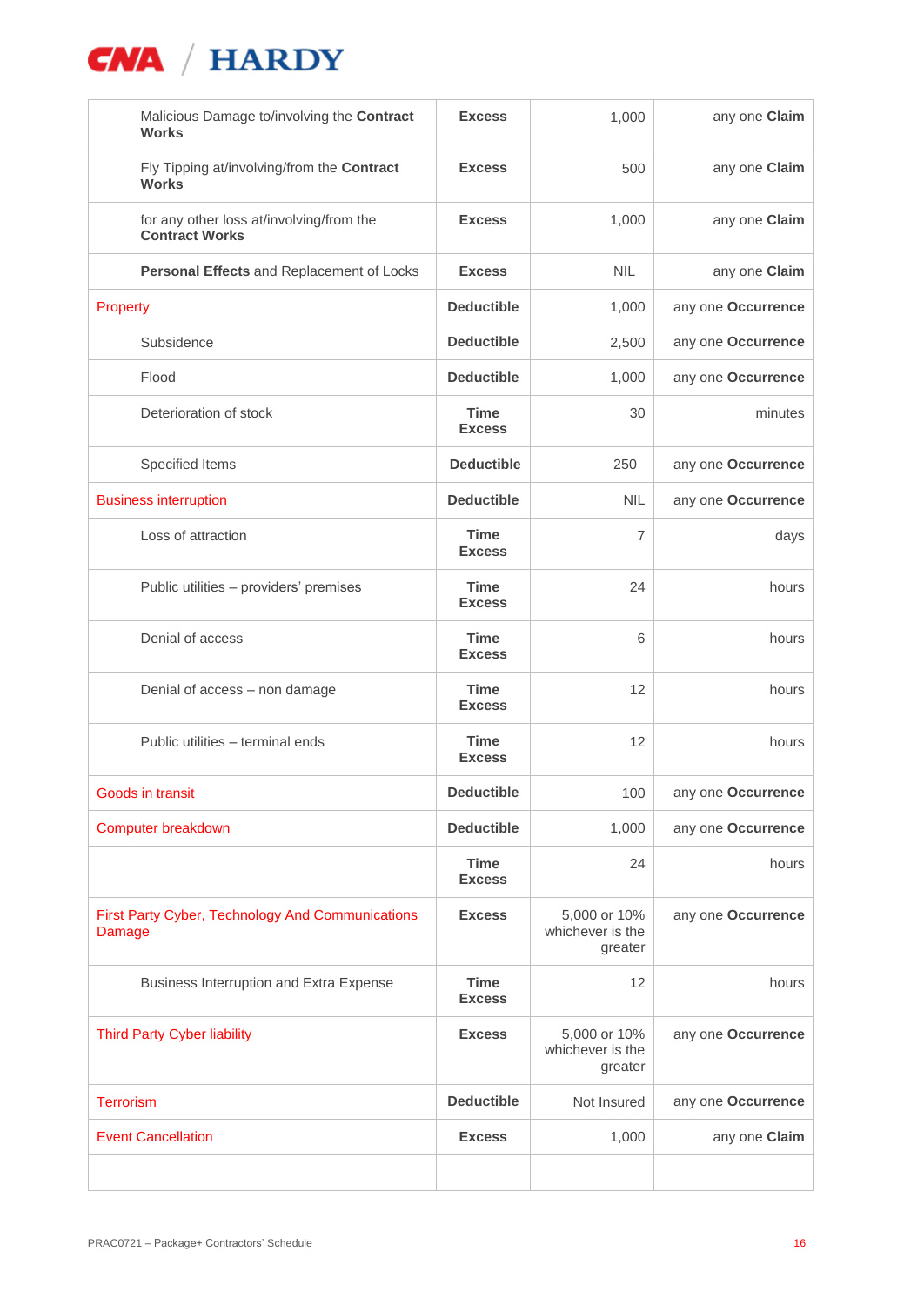| | | | |
|---|---|---|---|
| Malicious Damage to/involving the **Contract Works** | **Excess** | 1,000 | any one **Claim** |
| Fly Tipping at/involving/from the **Contract Works** | **Excess** | 500 | any one **Claim** |
| for any other loss at/involving/from the **Contract Works** | **Excess** | 1,000 | any one **Claim** |
| **Personal Effects** and Replacement of Locks | **Excess** | NIL | any one **Claim** |
| Property | **Deductible** | 1,000 | any one **Occurrence** |
| Subsidence | **Deductible** | 2,500 | any one **Occurrence** |
| Flood | **Deductible** | 1,000 | any one **Occurrence** |
| Deterioration of stock | **Time Excess** | 30 | minutes |
| Specified Items | **Deductible** | 250 | any one **Occurrence** |
| Business interruption | **Deductible** | NIL | any one **Occurrence** |
| Loss of attraction | **Time Excess** | 7 | days |
| Public utilities – providers' premises | **Time Excess** | 24 | hours |
| Denial of access | **Time Excess** | 6 | hours |
| Denial of access – non damage | **Time Excess** | 12 | hours |
| Public utilities – terminal ends | **Time Excess** | 12 | hours |
| Goods in transit | **Deductible** | 100 | any one **Occurrence** |
| Computer breakdown | **Deductible** | 1,000 | any one **Occurrence** |
| | **Time Excess** | 24 | hours |
| First Party Cyber, Technology And Communications Damage | **Excess** | 5,000 or 10% whichever is the greater | any one **Occurrence** |
| Business Interruption and Extra Expense | **Time Excess** | 12 | hours |
| Third Party Cyber liability | **Excess** | 5,000 or 10% whichever is the greater | any one **Occurrence** |
| Terrorism | **Deductible** | Not Insured | any one **Occurrence** |
| Event Cancellation | **Excess** | 1,000 | any one **Claim** |
| | | | |

PRAC0721 – Package+ Contractors' Schedule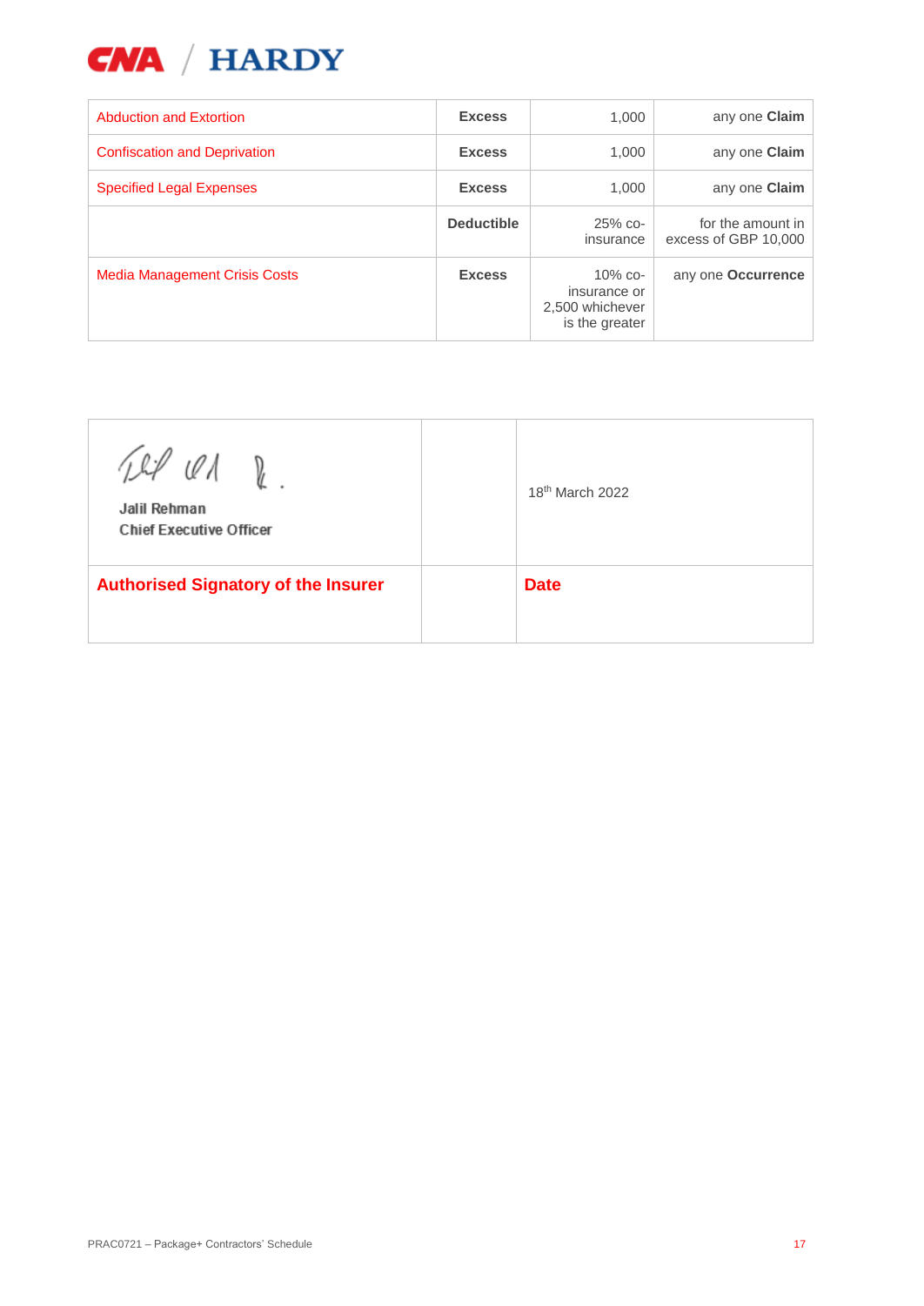| | | | |
|---|---|---|---|
| Abduction and Extortion | **Excess** | 1,000 | any one **Claim** |
| Confiscation and Deprivation | **Excess** | 1,000 | any one **Claim** |
| Specified Legal Expenses | **Excess** | 1,000 | any one **Claim** |
| | **Deductible** | 25% co-insurance | for the amount in excess of GBP 10,000 |
| Media Management Crisis Costs | **Excess** | 10% co-insurance or 2,500 whichever is the greater | any one **Occurrence** |

| | | |
|---|---|---|
| Jalil Rehman<br>Chief Executive Officer | | 18th March 2022 |
| **Authorised Signatory of the Insurer** | | **Date** |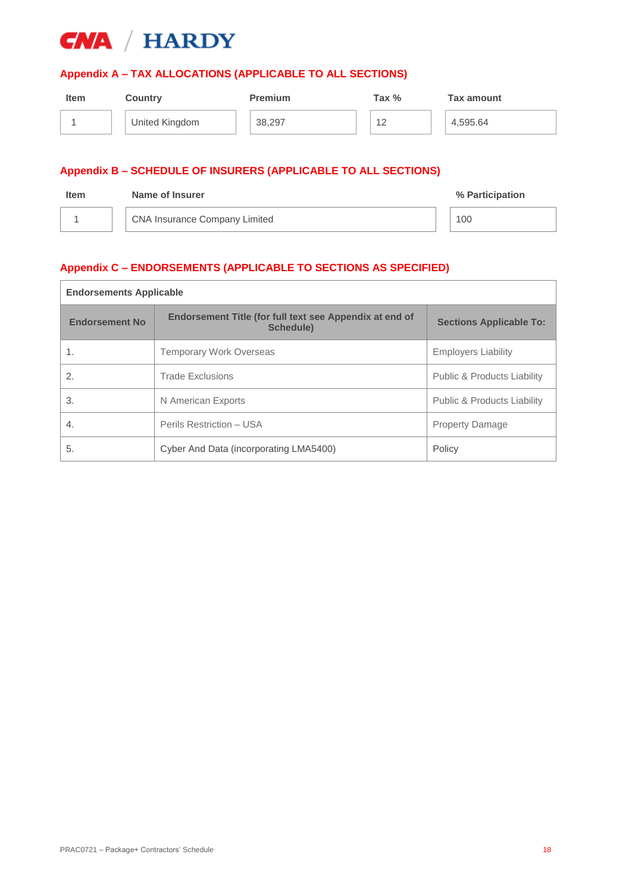## Appendix A – TAX ALLOCATIONS (APPLICABLE TO ALL SECTIONS)

| Item | Country | Premium | Tax % | Tax amount |
|---|---|---|---|---|
| 1 | United Kingdom | 38,297 | 12 | 4,595.64 |

## Appendix B – SCHEDULE OF INSURERS (APPLICABLE TO ALL SECTIONS)

| Item | Name of Insurer | % Participation |
|---|---|---|
| 1 | CNA Insurance Company Limited | 100 |

## Appendix C – ENDORSEMENTS (APPLICABLE TO SECTIONS AS SPECIFIED)

**Endorsements Applicable**

| Endorsement No | Endorsement Title (for full text see Appendix at end of Schedule) | Sections Applicable To: |
|---|---|---|
| 1. | Temporary Work Overseas | Employers Liability |
| 2. | Trade Exclusions | Public & Products Liability |
| 3. | N American Exports | Public & Products Liability |
| 4. | Perils Restriction – USA | Property Damage |
| 5. | Cyber And Data (incorporating LMA5400) | Policy |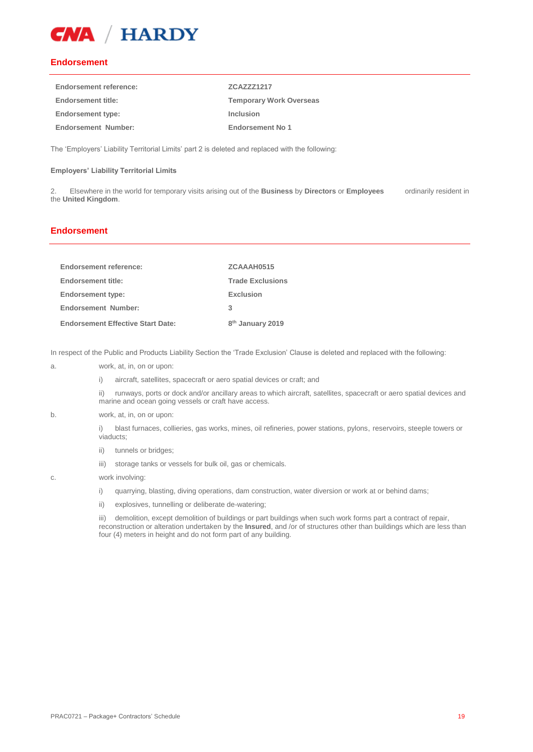## Endorsement

| | |
|---|---|
| **Endorsement reference:** | **ZCAZZZ1217** |
| **Endorsement title:** | **Temporary Work Overseas** |
| **Endorsement type:** | **Inclusion** |
| **Endorsement Number:** | **Endorsement No 1** |

The 'Employers' Liability Territorial Limits' part 2 is deleted and replaced with the following:

**Employers' Liability Territorial Limits**

2. Elsewhere in the world for temporary visits arising out of the **Business** by **Directors** or **Employees** ordinarily resident in the **United Kingdom**.

## Endorsement

| | |
|---|---|
| **Endorsement reference:** | **ZCAAAH0515** |
| **Endorsement title:** | **Trade Exclusions** |
| **Endorsement type:** | **Exclusion** |
| **Endorsement Number:** | **3** |
| **Endorsement Effective Start Date:** | **8th January 2019** |

In respect of the Public and Products Liability Section the 'Trade Exclusion' Clause is deleted and replaced with the following:

a. work, at, in, on or upon:

   i) aircraft, satellites, spacecraft or aero spatial devices or craft; and

   ii) runways, ports or dock and/or ancillary areas to which aircraft, satellites, spacecraft or aero spatial devices and marine and ocean going vessels or craft have access.

b. work, at, in, on or upon:

   i) blast furnaces, collieries, gas works, mines, oil refineries, power stations, pylons, reservoirs, steeple towers or viaducts;

   ii) tunnels or bridges;

   iii) storage tanks or vessels for bulk oil, gas or chemicals.

c. work involving:

   i) quarrying, blasting, diving operations, dam construction, water diversion or work at or behind dams;

   ii) explosives, tunnelling or deliberate de-watering;

   iii) demolition, except demolition of buildings or part buildings when such work forms part a contract of repair, reconstruction or alteration undertaken by the **Insured**, and /or of structures other than buildings which are less than four (4) meters in height and do not form part of any building.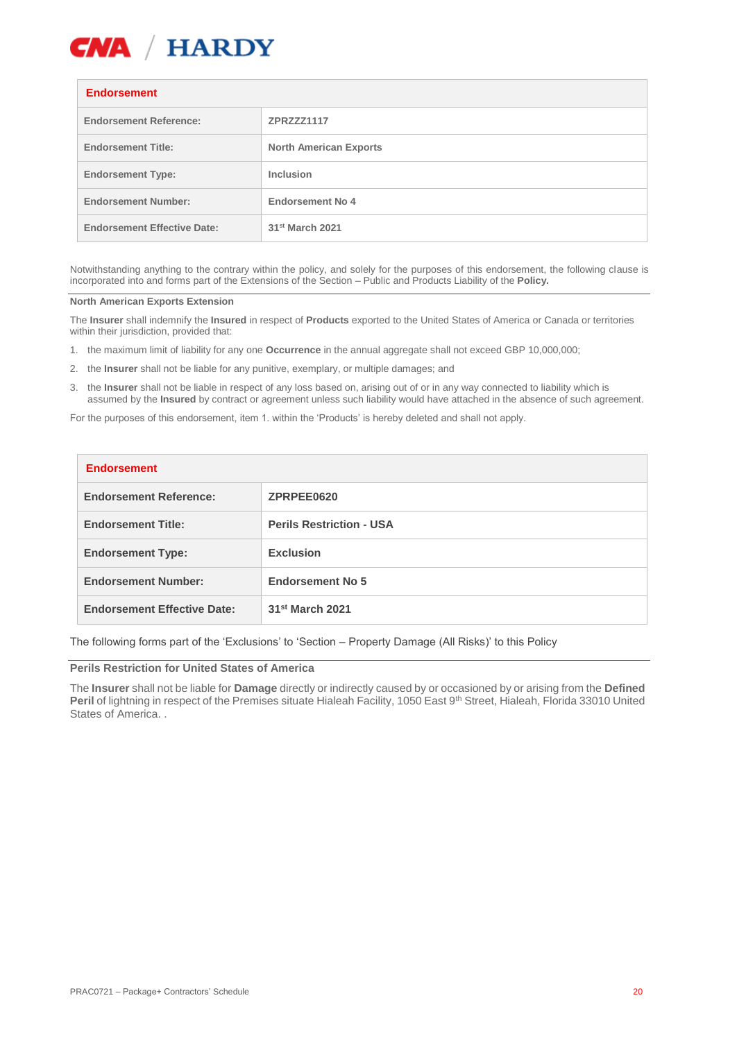| **Endorsement** | |
|---|---|
| **Endorsement Reference:** | **ZPRZZZ1117** |
| **Endorsement Title:** | **North American Exports** |
| **Endorsement Type:** | **Inclusion** |
| **Endorsement Number:** | **Endorsement No 4** |
| **Endorsement Effective Date:** | **31st March 2021** |

Notwithstanding anything to the contrary within the policy, and solely for the purposes of this endorsement, the following clause is incorporated into and forms part of the Extensions of the Section – Public and Products Liability of the **Policy.**

**North American Exports Extension**

The **Insurer** shall indemnify the **Insured** in respect of **Products** exported to the United States of America or Canada or territories within their jurisdiction, provided that:

1. the maximum limit of liability for any one **Occurrence** in the annual aggregate shall not exceed GBP 10,000,000;
2. the **Insurer** shall not be liable for any punitive, exemplary, or multiple damages; and
3. the **Insurer** shall not be liable in respect of any loss based on, arising out of or in any way connected to liability which is assumed by the **Insured** by contract or agreement unless such liability would have attached in the absence of such agreement.

For the purposes of this endorsement, item 1. within the 'Products' is hereby deleted and shall not apply.

| **Endorsement** | |
|---|---|
| **Endorsement Reference:** | **ZPRPEE0620** |
| **Endorsement Title:** | **Perils Restriction - USA** |
| **Endorsement Type:** | **Exclusion** |
| **Endorsement Number:** | **Endorsement No 5** |
| **Endorsement Effective Date:** | **31st March 2021** |

The following forms part of the 'Exclusions' to 'Section – Property Damage (All Risks)' to this Policy

**Perils Restriction for United States of America**

The **Insurer** shall not be liable for **Damage** directly or indirectly caused by or occasioned by or arising from the **Defined Peril** of lightning in respect of the Premises situate Hialeah Facility, 1050 East 9th Street, Hialeah, Florida 33010 United States of America. .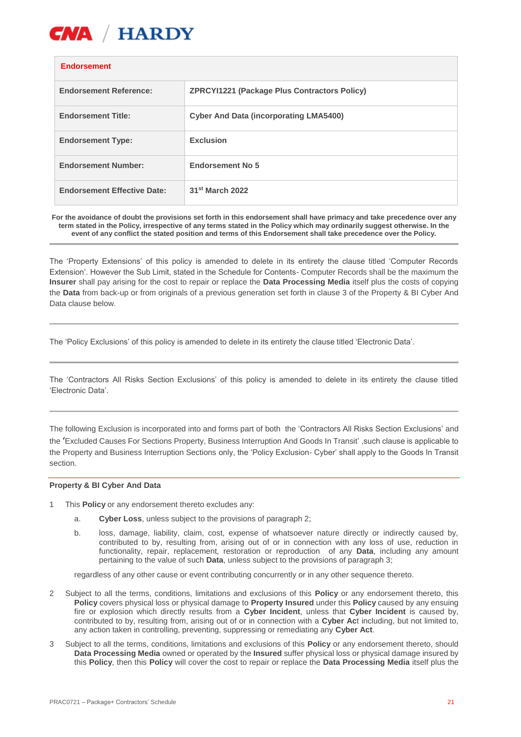**CNA / HARDY**

| **Endorsement** | |
|---|---|
| **Endorsement Reference:** | **ZPRCYI1221 (Package Plus Contractors Policy)** |
| **Endorsement Title:** | **Cyber And Data (incorporating LMA5400)** |
| **Endorsement Type:** | **Exclusion** |
| **Endorsement Number:** | **Endorsement No 5** |
| **Endorsement Effective Date:** | **31st March 2022** |

**For the avoidance of doubt the provisions set forth in this endorsement shall have primacy and take precedence over any term stated in the Policy, irrespective of any terms stated in the Policy which may ordinarily suggest otherwise. In the event of any conflict the stated position and terms of this Endorsement shall take precedence over the Policy.**

---

The 'Property Extensions' of this policy is amended to delete in its entirety the clause titled 'Computer Records Extension'. However the Sub Limit, stated in the Schedule for Contents- Computer Records shall be the maximum the **Insurer** shall pay arising for the cost to repair or replace the **Data Processing Media** itself plus the costs of copying the **Data** from back-up or from originals of a previous generation set forth in clause 3 of the Property & BI Cyber And Data clause below.

---

The 'Policy Exclusions' of this policy is amended to delete in its entirety the clause titled 'Electronic Data'.

---

The 'Contractors All Risks Section Exclusions' of this policy is amended to delete in its entirety the clause titled 'Electronic Data'.

---

The following Exclusion is incorporated into and forms part of both the 'Contractors All Risks Section Exclusions' and the 'Excluded Causes For Sections Property, Business Interruption And Goods In Transit' ,such clause is applicable to the Property and Business Interruption Sections only, the 'Policy Exclusion- Cyber' shall apply to the Goods In Transit section.

---

**Property & BI Cyber And Data**

1 This **Policy** or any endorsement thereto excludes any:

   a. **Cyber Loss**, unless subject to the provisions of paragraph 2;

   b. loss, damage, liability, claim, cost, expense of whatsoever nature directly or indirectly caused by, contributed to by, resulting from, arising out of or in connection with any loss of use, reduction in functionality, repair, replacement, restoration or reproduction of any **Data**, including any amount pertaining to the value of such **Data**, unless subject to the provisions of paragraph 3;

   regardless of any other cause or event contributing concurrently or in any other sequence thereto.

2 Subject to all the terms, conditions, limitations and exclusions of this **Policy** or any endorsement thereto, this **Policy** covers physical loss or physical damage to **Property Insured** under this **Policy** caused by any ensuing fire or explosion which directly results from a **Cyber Incident**, unless that **Cyber Incident** is caused by, contributed to by, resulting from, arising out of or in connection with a **Cyber Act** including, but not limited to, any action taken in controlling, preventing, suppressing or remediating any **Cyber Act**.

3 Subject to all the terms, conditions, limitations and exclusions of this **Policy** or any endorsement thereto, should **Data Processing Media** owned or operated by the **Insured** suffer physical loss or physical damage insured by this **Policy**, then this **Policy** will cover the cost to repair or replace the **Data Processing Media** itself plus the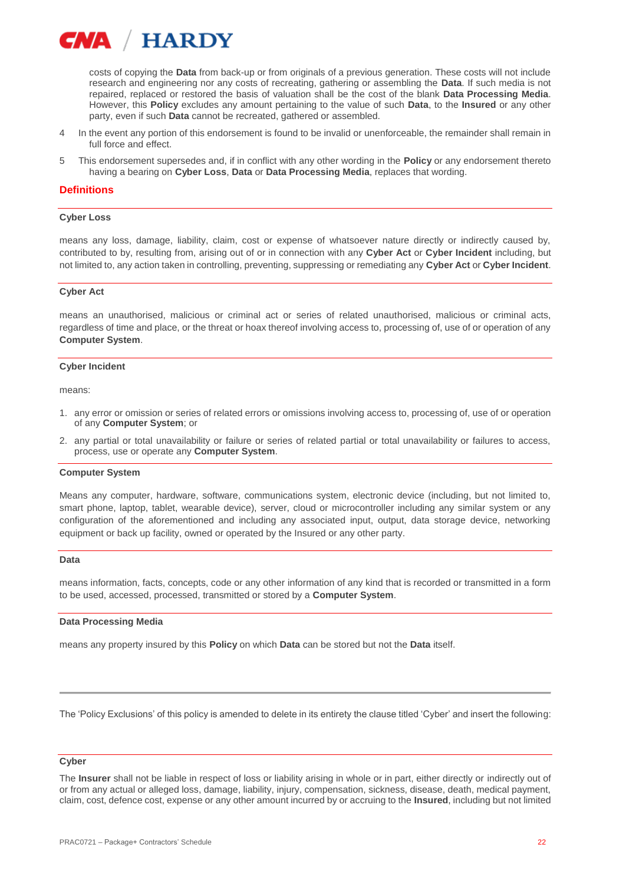costs of copying the **Data** from back-up or from originals of a previous generation. These costs will not include research and engineering nor any costs of recreating, gathering or assembling the **Data**. If such media is not repaired, replaced or restored the basis of valuation shall be the cost of the blank **Data Processing Media**. However, this **Policy** excludes any amount pertaining to the value of such **Data**, to the **Insured** or any other party, even if such **Data** cannot be recreated, gathered or assembled.

4 In the event any portion of this endorsement is found to be invalid or unenforceable, the remainder shall remain in full force and effect.

5 This endorsement supersedes and, if in conflict with any other wording in the **Policy** or any endorsement thereto having a bearing on **Cyber Loss**, **Data** or **Data Processing Media**, replaces that wording.

## Definitions

---

**Cyber Loss**

means any loss, damage, liability, claim, cost or expense of whatsoever nature directly or indirectly caused by, contributed to by, resulting from, arising out of or in connection with any **Cyber Act** or **Cyber Incident** including, but not limited to, any action taken in controlling, preventing, suppressing or remediating any **Cyber Act** or **Cyber Incident**.

---

**Cyber Act**

means an unauthorised, malicious or criminal act or series of related unauthorised, malicious or criminal acts, regardless of time and place, or the threat or hoax thereof involving access to, processing of, use of or operation of any **Computer System**.

---

**Cyber Incident**

means:

1. any error or omission or series of related errors or omissions involving access to, processing of, use of or operation of any **Computer System**; or
2. any partial or total unavailability or failure or series of related partial or total unavailability or failures to access, process, use or operate any **Computer System**.

---

**Computer System**

Means any computer, hardware, software, communications system, electronic device (including, but not limited to, smart phone, laptop, tablet, wearable device), server, cloud or microcontroller including any similar system or any configuration of the aforementioned and including any associated input, output, data storage device, networking equipment or back up facility, owned or operated by the Insured or any other party.

---

**Data**

means information, facts, concepts, code or any other information of any kind that is recorded or transmitted in a form to be used, accessed, processed, transmitted or stored by a **Computer System**.

---

**Data Processing Media**

means any property insured by this **Policy** on which **Data** can be stored but not the **Data** itself.

---

The 'Policy Exclusions' of this policy is amended to delete in its entirety the clause titled 'Cyber' and insert the following:

---

**Cyber**

The **Insurer** shall not be liable in respect of loss or liability arising in whole or in part, either directly or indirectly out of or from any actual or alleged loss, damage, liability, injury, compensation, sickness, disease, death, medical payment, claim, cost, defence cost, expense or any other amount incurred by or accruing to the **Insured**, including but not limited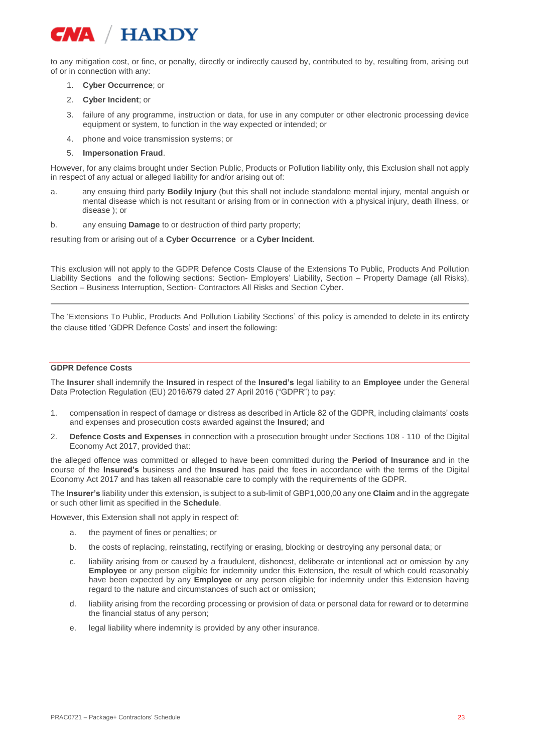to any mitigation cost, or fine, or penalty, directly or indirectly caused by, contributed to by, resulting from, arising out of or in connection with any:

1. **Cyber Occurrence**; or
2. **Cyber Incident**; or
3. failure of any programme, instruction or data, for use in any computer or other electronic processing device equipment or system, to function in the way expected or intended; or
4. phone and voice transmission systems; or
5. **Impersonation Fraud**.

However, for any claims brought under Section Public, Products or Pollution liability only, this Exclusion shall not apply in respect of any actual or alleged liability for and/or arising out of:

a. any ensuing third party **Bodily Injury** (but this shall not include standalone mental injury, mental anguish or mental disease which is not resultant or arising from or in connection with a physical injury, death illness, or disease ); or

b. any ensuing **Damage** to or destruction of third party property;

resulting from or arising out of a **Cyber Occurrence** or a **Cyber Incident**.

This exclusion will not apply to the GDPR Defence Costs Clause of the Extensions To Public, Products And Pollution Liability Sections and the following sections: Section- Employers' Liability, Section – Property Damage (all Risks), Section – Business Interruption, Section- Contractors All Risks and Section Cyber.

---

The 'Extensions To Public, Products And Pollution Liability Sections' of this policy is amended to delete in its entirety the clause titled 'GDPR Defence Costs' and insert the following:

---

**GDPR Defence Costs**

The **Insurer** shall indemnify the **Insured** in respect of the **Insured's** legal liability to an **Employee** under the General Data Protection Regulation (EU) 2016/679 dated 27 April 2016 ("GDPR") to pay:

1. compensation in respect of damage or distress as described in Article 82 of the GDPR, including claimants' costs and expenses and prosecution costs awarded against the **Insured**; and
2. **Defence Costs and Expenses** in connection with a prosecution brought under Sections 108 - 110 of the Digital Economy Act 2017, provided that:

the alleged offence was committed or alleged to have been committed during the **Period of Insurance** and in the course of the **Insured's** business and the **Insured** has paid the fees in accordance with the terms of the Digital Economy Act 2017 and has taken all reasonable care to comply with the requirements of the GDPR.

The **Insurer's** liability under this extension, is subject to a sub-limit of GBP1,000,00 any one **Claim** and in the aggregate or such other limit as specified in the **Schedule**.

However, this Extension shall not apply in respect of:

a. the payment of fines or penalties; or

b. the costs of replacing, reinstating, rectifying or erasing, blocking or destroying any personal data; or

c. liability arising from or caused by a fraudulent, dishonest, deliberate or intentional act or omission by any **Employee** or any person eligible for indemnity under this Extension, the result of which could reasonably have been expected by any **Employee** or any person eligible for indemnity under this Extension having regard to the nature and circumstances of such act or omission;

d. liability arising from the recording processing or provision of data or personal data for reward or to determine the financial status of any person;

e. legal liability where indemnity is provided by any other insurance.